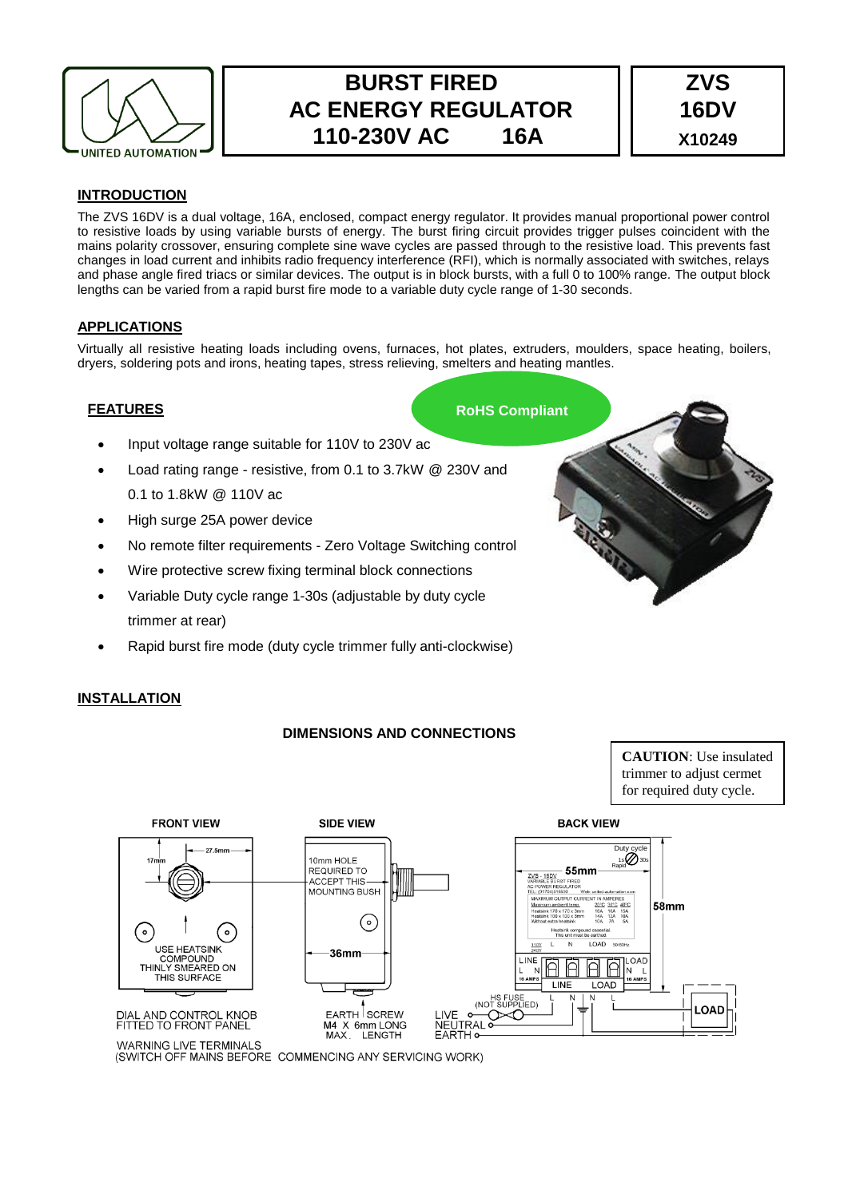# BURST FIRED AC ENERGY REGULATOR 110-230V AC 16A

**ZVS 16DV**
**X10249**

UNITED AUTOMATION

## INTRODUCTION

The ZVS 16DV is a dual voltage, 16A, enclosed, compact energy regulator. It provides manual proportional power control to resistive loads by using variable bursts of energy. The burst firing circuit provides trigger pulses coincident with the mains polarity crossover, ensuring complete sine wave cycles are passed through to the resistive load. This prevents fast changes in load current and inhibits radio frequency interference (RFI), which is normally associated with switches, relays and phase angle fired triacs or similar devices. The output is in block bursts, with a full 0 to 100% range. The output block lengths can be varied from a rapid burst fire mode to a variable duty cycle range of 1-30 seconds.

## APPLICATIONS

Virtually all resistive heating loads including ovens, furnaces, hot plates, extruders, moulders, space heating, boilers, dryers, soldering pots and irons, heating tapes, stress relieving, smelters and heating mantles.

## FEATURES

**RoHS Compliant**

- Input voltage range suitable for 110V to 230V ac
- Load rating range - resistive, from 0.1 to 3.7kW @ 230V and 0.1 to 1.8kW @ 110V ac
- High surge 25A power device
- No remote filter requirements - Zero Voltage Switching control
- Wire protective screw fixing terminal block connections
- Variable Duty cycle range 1-30s (adjustable by duty cycle trimmer at rear)
- Rapid burst fire mode (duty cycle trimmer fully anti-clockwise)

## INSTALLATION

### DIMENSIONS AND CONNECTIONS

**CAUTION**: Use insulated trimmer to adjust cermet for required duty cycle.

**FRONT VIEW**

17mm, 27.5mm

USE HEATSINK COMPOUND THINLY SMEARED ON THIS SURFACE

DIAL AND CONTROL KNOB FITTED TO FRONT PANEL

**SIDE VIEW**

10mm HOLE REQUIRED TO ACCEPT THIS MOUNTING BUSH

36mm

EARTH SCREW M4 X 6mm LONG MAX. LENGTH

**BACK VIEW**

Duty cycle 1s Rapid 30s

55mm

58mm

LINE L N 16 AMPS — LINE — LOAD — LOAD N L 16 AMPS

HS FUSE (NOT SUPPLIED)

LIVE, NEUTRAL, EARTH

L N N L

LOAD

WARNING LIVE TERMINALS
(SWITCH OFF MAINS BEFORE COMMENCING ANY SERVICING WORK)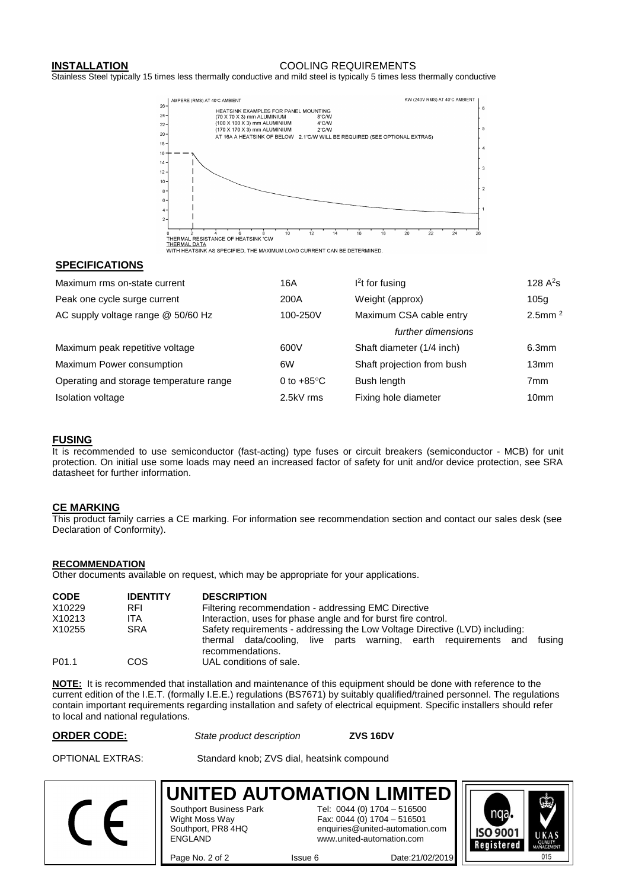**INSTALLATION** COOLING REQUIREMENTS

Stainless Steel typically 15 times less thermally conductive and mild steel is typically 5 times less thermally conductive

AMPERE (RMS) AT 40°C AMBIENT

KW (240V RMS) AT 40°C AMBIENT

HEATSINK EXAMPLES FOR PANEL MOUNTING
(70 X 70 X 3) mm ALUMINIUM 8°C/W
(100 X 100 X 3) mm ALUMINIUM 4°C/W
(170 X 170 X 3) mm ALUMINIUM 2°C/W
AT 16A A HEATSINK OF BELOW 2.1°C/W WILL BE REQUIRED (SEE OPTIONAL EXTRAS)

2 4 6 8 10 12 14 16 18 20 22 24 26

1 2 3 4 5 6

0 2 4 6 8 10 12 14 16 18 20 22 24 26

THERMAL RESISTANCE OF HEATSINK °CW

THERMAL DATA

WITH HEATSINK AS SPECIFIED, THE MAXIMUM LOAD CURRENT CAN BE DETERMINED.

## SPECIFICATIONS

| | | | |
|---|---|---|---|
| Maximum rms on-state current | 16A | $I^2t$ for fusing | 128 $A^2s$ |
| Peak one cycle surge current | 200A | Weight (approx) | 105g |
| AC supply voltage range @ 50/60 Hz | 100-250V | Maximum CSA cable entry | 2.5mm $^2$ |
| | | *further dimensions* | |
| Maximum peak repetitive voltage | 600V | Shaft diameter (1/4 inch) | 6.3mm |
| Maximum Power consumption | 6W | Shaft projection from bush | 13mm |
| Operating and storage temperature range | 0 to +85°C | Bush length | 7mm |
| Isolation voltage | 2.5kV rms | Fixing hole diameter | 10mm |

## FUSING

It is recommended to use semiconductor (fast-acting) type fuses or circuit breakers (semiconductor - MCB) for unit protection. On initial use some loads may need an increased factor of safety for unit and/or device protection, see SRA datasheet for further information.

## CE MARKING

This product family carries a CE marking. For information see recommendation section and contact our sales desk (see Declaration of Conformity).

## RECOMMENDATION

Other documents available on request, which may be appropriate for your applications.

| CODE | IDENTITY | DESCRIPTION |
|---|---|---|
| X10229 | RFI | Filtering recommendation - addressing EMC Directive |
| X10213 | ITA | Interaction, uses for phase angle and for burst fire control. |
| X10255 | SRA | Safety requirements - addressing the Low Voltage Directive (LVD) including: thermal data/cooling, live parts warning, earth requirements and fusing recommendations. |
| P01.1 | COS | UAL conditions of sale. |

**NOTE:** It is recommended that installation and maintenance of this equipment should be done with reference to the current edition of the I.E.T. (formally I.E.E.) regulations (BS7671) by suitably qualified/trained personnel. The regulations contain important requirements regarding installation and safety of electrical equipment. Specific installers should refer to local and national regulations.

**ORDER CODE:** *State product description* **ZVS 16DV**

OPTIONAL EXTRAS: Standard knob; ZVS dial, heatsink compound

CE

**UNITED AUTOMATION LIMITED**

Southport Business Park
Wight Moss Way
Southport, PR8 4HQ
ENGLAND

Tel: 0044 (0) 1704 – 516500
Fax: 0044 (0) 1704 – 516501
enquiries@united-automation.com
www.united-automation.com

Issue 6 Date:21/02/2019

nqa. ISO 9001 Registered UKAS QUALITY MANAGEMENT 015